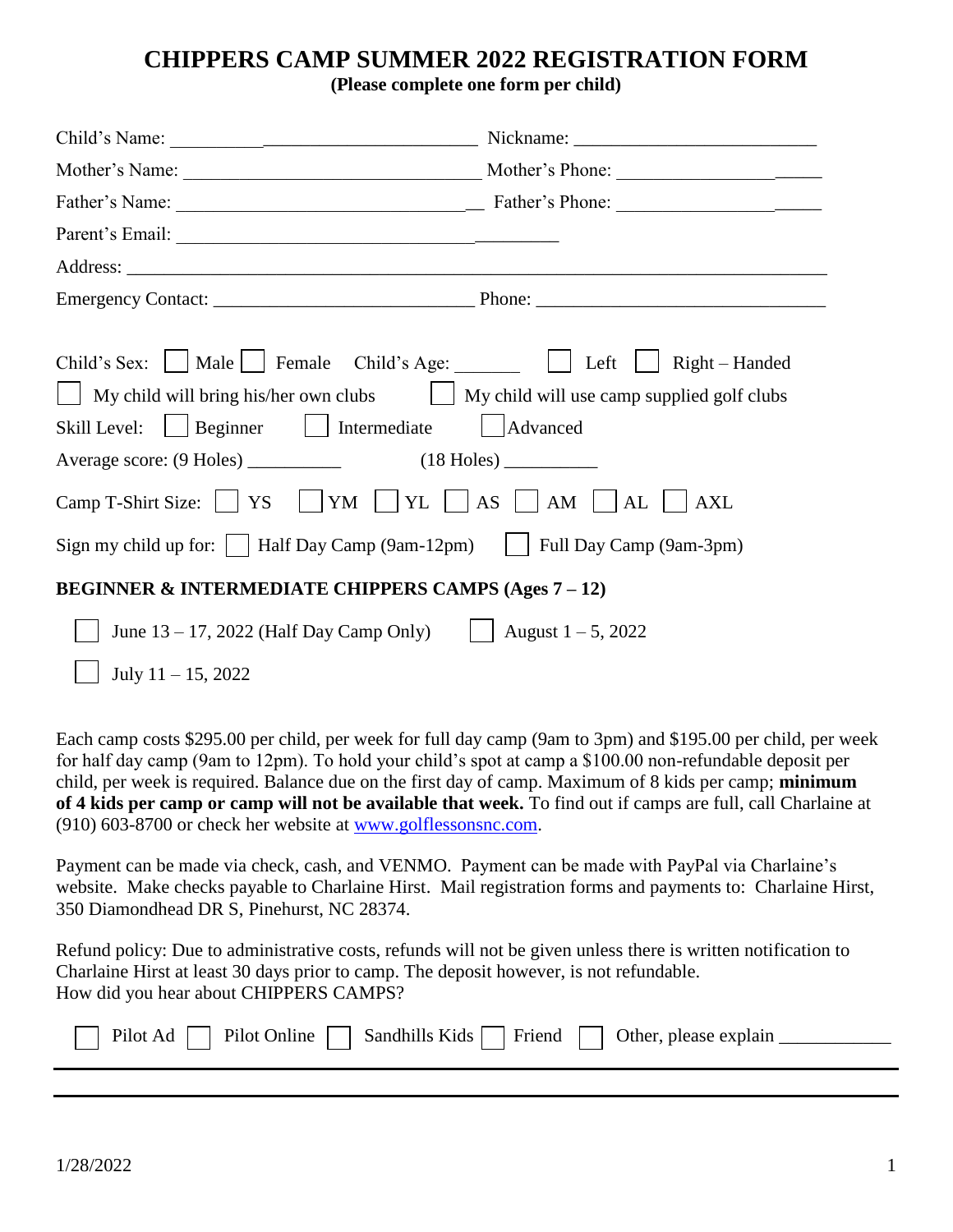# CHIPPERS CAMP SUMMER 2022 REGISTRATION FORM

**(Please complete one form per child)**

Child's Name: ________________________________ Nickname: __________________________

Mother's Name: ________________________________ Mother's Phone: ______________________

Father's Name: ________________________________ Father's Phone: ______________________

Parent's Email: ________________________________________

Address: ______________________________________________________________________

Emergency Contact: ___________________________ Phone: ______________________________

Child's Sex: ☐ Male ☐ Female Child's Age: _______ ☐ Left ☐ Right – Handed

☐ My child will bring his/her own clubs ☐ My child will use camp supplied golf clubs

Skill Level: ☐ Beginner ☐ Intermediate ☐ Advanced

Average score: (9 Holes) __________ (18 Holes) __________

Camp T-Shirt Size: ☐ YS ☐ YM ☐ YL ☐ AS ☐ AM ☐ AL ☐ AXL

Sign my child up for: ☐ Half Day Camp (9am-12pm) ☐ Full Day Camp (9am-3pm)

**BEGINNER & INTERMEDIATE CHIPPERS CAMPS (Ages 7 – 12)**

☐ June 13 – 17, 2022 (Half Day Camp Only) ☐ August 1 – 5, 2022

☐ July 11 – 15, 2022

Each camp costs $295.00 per child, per week for full day camp (9am to 3pm) and $195.00 per child, per week for half day camp (9am to 12pm). To hold your child's spot at camp a $100.00 non-refundable deposit per child, per week is required. Balance due on the first day of camp. Maximum of 8 kids per camp; **minimum of 4 kids per camp or camp will not be available that week.** To find out if camps are full, call Charlaine at (910) 603-8700 or check her website at www.golflessonsnc.com.

Payment can be made via check, cash, and VENMO. Payment can be made with PayPal via Charlaine's website. Make checks payable to Charlaine Hirst. Mail registration forms and payments to: Charlaine Hirst, 350 Diamondhead DR S, Pinehurst, NC 28374.

Refund policy: Due to administrative costs, refunds will not be given unless there is written notification to Charlaine Hirst at least 30 days prior to camp. The deposit however, is not refundable.
How did you hear about CHIPPERS CAMPS?

☐ Pilot Ad ☐ Pilot Online ☐ Sandhills Kids ☐ Friend ☐ Other, please explain ____________

1/28/2022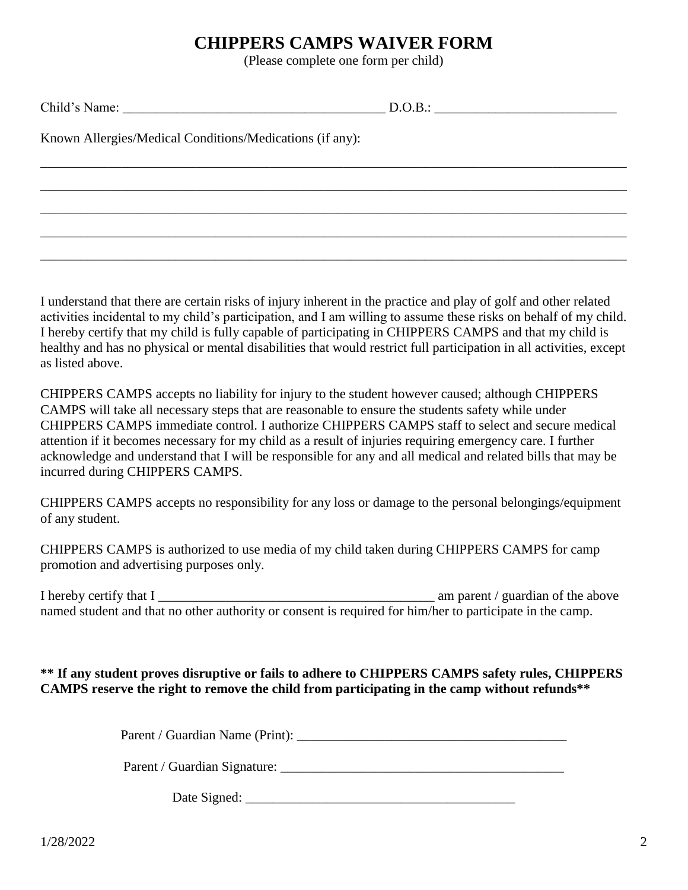# CHIPPERS CAMPS WAIVER FORM

(Please complete one form per child)

Child's Name: ______________________________________ D.O.B.: __________________________

Known Allergies/Medical Conditions/Medications (if any):

_____________________________________________________________________________________

_____________________________________________________________________________________

_____________________________________________________________________________________

_____________________________________________________________________________________

_____________________________________________________________________________________

I understand that there are certain risks of injury inherent in the practice and play of golf and other related activities incidental to my child's participation, and I am willing to assume these risks on behalf of my child. I hereby certify that my child is fully capable of participating in CHIPPERS CAMPS and that my child is healthy and has no physical or mental disabilities that would restrict full participation in all activities, except as listed above.

CHIPPERS CAMPS accepts no liability for injury to the student however caused; although CHIPPERS CAMPS will take all necessary steps that are reasonable to ensure the students safety while under CHIPPERS CAMPS immediate control. I authorize CHIPPERS CAMPS staff to select and secure medical attention if it becomes necessary for my child as a result of injuries requiring emergency care. I further acknowledge and understand that I will be responsible for any and all medical and related bills that may be incurred during CHIPPERS CAMPS.

CHIPPERS CAMPS accepts no responsibility for any loss or damage to the personal belongings/equipment of any student.

CHIPPERS CAMPS is authorized to use media of my child taken during CHIPPERS CAMPS for camp promotion and advertising purposes only.

I hereby certify that I __________________________________________ am parent / guardian of the above named student and that no other authority or consent is required for him/her to participate in the camp.

**** If any student proves disruptive or fails to adhere to CHIPPERS CAMPS safety rules, CHIPPERS CAMPS reserve the right to remove the child from participating in the camp without refunds****

Parent / Guardian Name (Print): _________________________________________

Parent / Guardian Signature: ___________________________________________

Date Signed: ________________________________________

1/28/2022